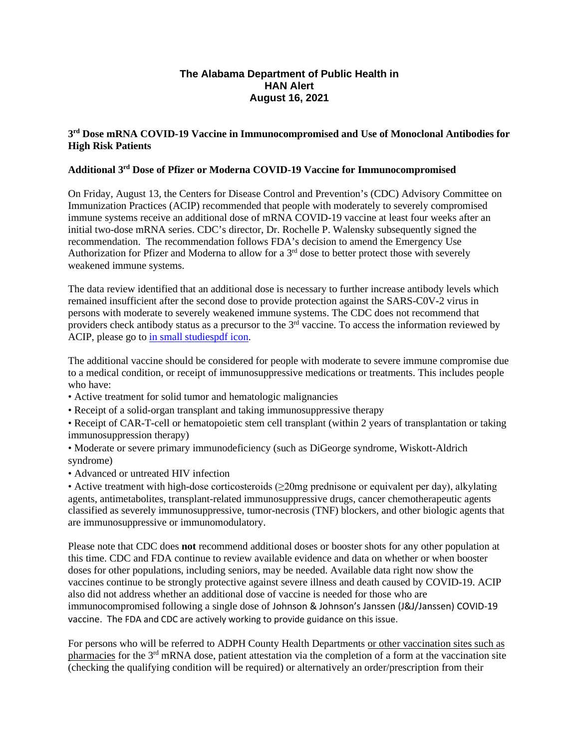**The Alabama Department of Public Health in**
**HAN Alert**
**August 16, 2021**

## 3rd Dose mRNA COVID-19 Vaccine in Immunocompromised and Use of Monoclonal Antibodies for High Risk Patients

### Additional 3rd Dose of Pfizer or Moderna COVID-19 Vaccine for Immunocompromised

On Friday, August 13, the Centers for Disease Control and Prevention's (CDC) Advisory Committee on Immunization Practices (ACIP) recommended that people with moderately to severely compromised immune systems receive an additional dose of mRNA COVID-19 vaccine at least four weeks after an initial two-dose mRNA series. CDC's director, Dr. Rochelle P. Walensky subsequently signed the recommendation. The recommendation follows FDA's decision to amend the Emergency Use Authorization for Pfizer and Moderna to allow for a 3rd dose to better protect those with severely weakened immune systems.

The data review identified that an additional dose is necessary to further increase antibody levels which remained insufficient after the second dose to provide protection against the SARS-C0V-2 virus in persons with moderate to severely weakened immune systems. The CDC does not recommend that providers check antibody status as a precursor to the 3rd vaccine. To access the information reviewed by ACIP, please go to in small studiespdf icon.

The additional vaccine should be considered for people with moderate to severe immune compromise due to a medical condition, or receipt of immunosuppressive medications or treatments. This includes people who have:

- Active treatment for solid tumor and hematologic malignancies
- Receipt of a solid-organ transplant and taking immunosuppressive therapy
- Receipt of CAR-T-cell or hematopoietic stem cell transplant (within 2 years of transplantation or taking immunosuppression therapy)
- Moderate or severe primary immunodeficiency (such as DiGeorge syndrome, Wiskott-Aldrich syndrome)
- Advanced or untreated HIV infection
- Active treatment with high-dose corticosteroids (≥20mg prednisone or equivalent per day), alkylating agents, antimetabolites, transplant-related immunosuppressive drugs, cancer chemotherapeutic agents classified as severely immunosuppressive, tumor-necrosis (TNF) blockers, and other biologic agents that are immunosuppressive or immunomodulatory.

Please note that CDC does **not** recommend additional doses or booster shots for any other population at this time. CDC and FDA continue to review available evidence and data on whether or when booster doses for other populations, including seniors, may be needed. Available data right now show the vaccines continue to be strongly protective against severe illness and death caused by COVID-19. ACIP also did not address whether an additional dose of vaccine is needed for those who are immunocompromised following a single dose of Johnson & Johnson's Janssen (J&J/Janssen) COVID-19 vaccine. The FDA and CDC are actively working to provide guidance on this issue.

For persons who will be referred to ADPH County Health Departments or other vaccination sites such as pharmacies for the 3rd mRNA dose, patient attestation via the completion of a form at the vaccination site (checking the qualifying condition will be required) or alternatively an order/prescription from their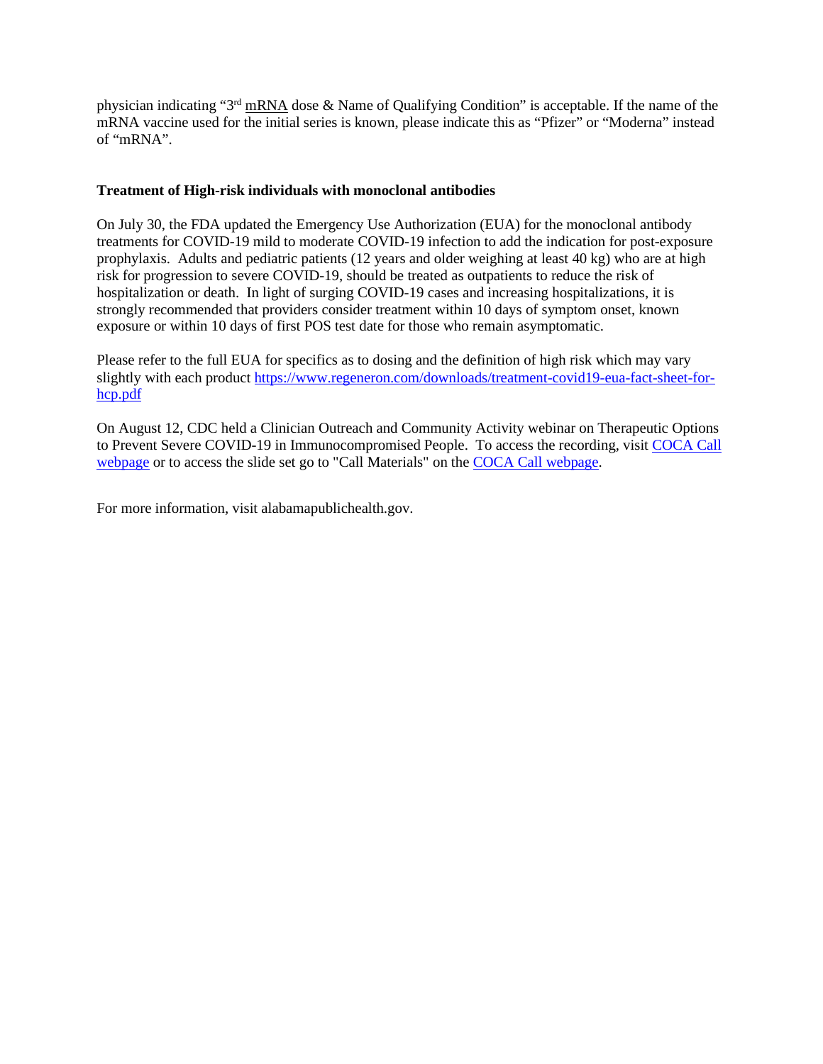physician indicating "3rd mRNA dose & Name of Qualifying Condition" is acceptable. If the name of the mRNA vaccine used for the initial series is known, please indicate this as "Pfizer" or "Moderna" instead of "mRNA".

**Treatment of High-risk individuals with monoclonal antibodies**

On July 30, the FDA updated the Emergency Use Authorization (EUA) for the monoclonal antibody treatments for COVID-19 mild to moderate COVID-19 infection to add the indication for post-exposure prophylaxis. Adults and pediatric patients (12 years and older weighing at least 40 kg) who are at high risk for progression to severe COVID-19, should be treated as outpatients to reduce the risk of hospitalization or death. In light of surging COVID-19 cases and increasing hospitalizations, it is strongly recommended that providers consider treatment within 10 days of symptom onset, known exposure or within 10 days of first POS test date for those who remain asymptomatic.

Please refer to the full EUA for specifics as to dosing and the definition of high risk which may vary slightly with each product [https://www.regeneron.com/downloads/treatment-covid19-eua-fact-sheet-for-hcp.pdf](https://www.regeneron.com/downloads/treatment-covid19-eua-fact-sheet-for-hcp.pdf)

On August 12, CDC held a Clinician Outreach and Community Activity webinar on Therapeutic Options to Prevent Severe COVID-19 in Immunocompromised People. To access the recording, visit COCA Call webpage or to access the slide set go to "Call Materials" on the COCA Call webpage.

For more information, visit alabamapublichealth.gov.